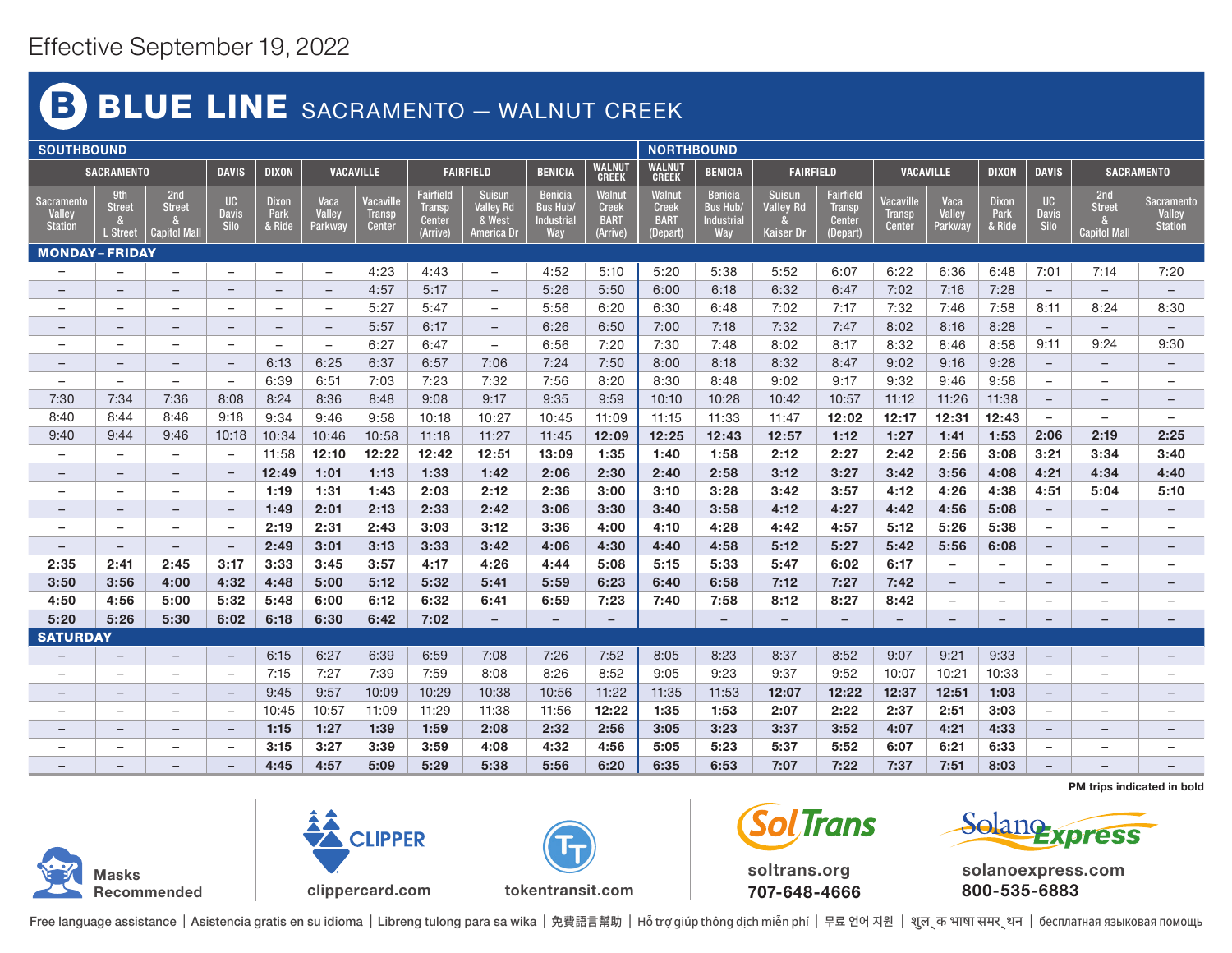Effective September 19, 2022

# B BLUE LINE SACRAMENTO — WALNUT CREEK

| SOUTHBOUND | | | | | | | | | | | | NORTHBOUND | | | | | | | | | | | |
|---|---|---|---|---|---|---|---|---|---|---|---|---|---|---|---|---|---|---|---|---|---|---|---|
| SACRAMENTO | | | DAVIS | DIXON | VACAVILLE | | FAIRFIELD | | BENICIA | WALNUT CREEK | | WALNUT CREEK | BENICIA | FAIRFIELD | | VACAVILLE | | DIXON | DAVIS | SACRAMENTO | | | |
| Sacramento Valley Station | 9th Street & L Street | 2nd Street & Capitol Mall | UC Davis Silo | Dixon Park & Ride | Vaca Valley Parkway | Vacaville Transp Center | Fairfield Transp Center (Arrive) | Suisun Valley Rd & West America Dr | Benicia Bus Hub/ Industrial Way | Walnut Creek BART (Arrive) | | Walnut Creek BART (Depart) | Benicia Bus Hub/ Industrial Way | Suisun Valley Rd & Kaiser Dr | Fairfield Transp Center (Depart) | Vacaville Transp Center | Vaca Valley Parkway | Dixon Park & Ride | UC Davis Silo | 2nd Street & Capitol Mall | Sacramento Valley Station | | |
| **MONDAY–FRIDAY** | | | | | | | | | | | | | | | | | | | | | | | |
| – | – | – | – | – | – | 4:23 | 4:43 | – | 4:52 | 5:10 | | 5:20 | 5:38 | 5:52 | 6:07 | 6:22 | 6:36 | 6:48 | 7:01 | 7:14 | 7:20 | | |
| – | – | – | – | – | – | 4:57 | 5:17 | – | 5:26 | 5:50 | | 6:00 | 6:18 | 6:32 | 6:47 | 7:02 | 7:16 | 7:28 | – | – | – | | |
| – | – | – | – | – | – | 5:27 | 5:47 | – | 5:56 | 6:20 | | 6:30 | 6:48 | 7:02 | 7:17 | 7:32 | 7:46 | 7:58 | 8:11 | 8:24 | 8:30 | | |
| – | – | – | – | – | – | 5:57 | 6:17 | – | 6:26 | 6:50 | | 7:00 | 7:18 | 7:32 | 7:47 | 8:02 | 8:16 | 8:28 | – | – | – | | |
| – | – | – | – | – | – | 6:27 | 6:47 | – | 6:56 | 7:20 | | 7:30 | 7:48 | 8:02 | 8:17 | 8:32 | 8:46 | 8:58 | 9:11 | 9:24 | 9:30 | | |
| – | – | – | – | 6:13 | 6:25 | 6:37 | 6:57 | 7:06 | 7:24 | 7:50 | | 8:00 | 8:18 | 8:32 | 8:47 | 9:02 | 9:16 | 9:28 | – | – | – | | |
| – | – | – | – | 6:39 | 6:51 | 7:03 | 7:23 | 7:32 | 7:56 | 8:20 | | 8:30 | 8:48 | 9:02 | 9:17 | 9:32 | 9:46 | 9:58 | – | – | – | | |
| 7:30 | 7:34 | 7:36 | 8:08 | 8:24 | 8:36 | 8:48 | 9:08 | 9:17 | 9:35 | 9:59 | | 10:10 | 10:28 | 10:42 | 10:57 | 11:12 | 11:26 | 11:38 | – | – | – | | |
| 8:40 | 8:44 | 8:46 | 9:18 | 9:34 | 9:46 | 9:58 | 10:18 | 10:27 | 10:45 | 11:09 | | 11:15 | 11:33 | 11:47 | **12:02** | **12:17** | **12:31** | **12:43** | – | – | – | | |
| 9:40 | 9:44 | 9:46 | 10:18 | 10:34 | 10:46 | 10:58 | 11:18 | 11:27 | 11:45 | **12:09** | | **12:25** | **12:43** | **12:57** | **1:12** | **1:27** | **1:41** | **1:53** | **2:06** | **2:19** | **2:25** | | |
| – | – | – | – | 11:58 | **12:10** | **12:22** | **12:42** | **12:51** | **13:09** | **1:35** | | **1:40** | **1:58** | **2:12** | **2:27** | **2:42** | **2:56** | **3:08** | **3:21** | **3:34** | **3:40** | | |
| – | – | – | – | **12:49** | **1:01** | **1:13** | **1:33** | **1:42** | **2:06** | **2:30** | | **2:40** | **2:58** | **3:12** | **3:27** | **3:42** | **3:56** | **4:08** | **4:21** | **4:34** | **4:40** | | |
| – | – | – | – | **1:19** | **1:31** | **1:43** | **2:03** | **2:12** | **2:36** | **3:00** | | **3:10** | **3:28** | **3:42** | **3:57** | **4:12** | **4:26** | **4:38** | **4:51** | **5:04** | **5:10** | | |
| – | – | – | – | **1:49** | **2:01** | **2:13** | **2:33** | **2:42** | **3:06** | **3:30** | | **3:40** | **3:58** | **4:12** | **4:27** | **4:42** | **4:56** | **5:08** | – | – | – | | |
| – | – | – | – | **2:19** | **2:31** | **2:43** | **3:03** | **3:12** | **3:36** | **4:00** | | **4:10** | **4:28** | **4:42** | **4:57** | **5:12** | **5:26** | **5:38** | – | – | – | | |
| – | – | – | – | **2:49** | **3:01** | **3:13** | **3:33** | **3:42** | **4:06** | **4:30** | | **4:40** | **4:58** | **5:12** | **5:27** | **5:42** | **5:56** | **6:08** | – | – | – | | |
| **2:35** | **2:41** | **2:45** | **3:17** | **3:33** | **3:45** | **3:57** | **4:17** | **4:26** | **4:44** | **5:08** | | **5:15** | **5:33** | **5:47** | **6:02** | **6:17** | – | – | – | – | – | | |
| **3:50** | **3:56** | **4:00** | **4:32** | **4:48** | **5:00** | **5:12** | **5:32** | **5:41** | **5:59** | **6:23** | | **6:40** | **6:58** | **7:12** | **7:27** | **7:42** | – | – | – | – | – | | |
| **4:50** | **4:56** | **5:00** | **5:32** | **5:48** | **6:00** | **6:12** | **6:32** | **6:41** | **6:59** | **7:23** | | **7:40** | **7:58** | **8:12** | **8:27** | **8:42** | – | – | – | – | – | | |
| **5:20** | **5:26** | **5:30** | **6:02** | **6:18** | **6:30** | **6:42** | **7:02** | – | – | – | | | – | – | – | – | – | – | – | – | – | | |
| **SATURDAY** | | | | | | | | | | | | | | | | | | | | | | | |
| – | – | – | – | 6:15 | 6:27 | 6:39 | 6:59 | 7:08 | 7:26 | 7:52 | | 8:05 | 8:23 | 8:37 | 8:52 | 9:07 | 9:21 | 9:33 | – | – | – | | |
| – | – | – | – | 7:15 | 7:27 | 7:39 | 7:59 | 8:08 | 8:26 | 8:52 | | 9:05 | 9:23 | 9:37 | 9:52 | 10:07 | 10:21 | 10:33 | – | – | – | | |
| – | – | – | – | 9:45 | 9:57 | 10:09 | 10:29 | 10:38 | 10:56 | 11:22 | | 11:35 | 11:53 | **12:07** | **12:22** | **12:37** | **12:51** | **1:03** | – | – | – | | |
| – | – | – | – | 10:45 | 10:57 | 11:09 | 11:29 | 11:38 | 11:56 | **12:22** | | **1:35** | **1:53** | **2:07** | **2:22** | **2:37** | **2:51** | **3:03** | – | – | – | | |
| – | – | – | – | **1:15** | **1:27** | **1:39** | **1:59** | **2:08** | **2:32** | **2:56** | | **3:05** | **3:23** | **3:37** | **3:52** | **4:07** | **4:21** | **4:33** | – | – | – | | |
| – | – | – | – | **3:15** | **3:27** | **3:39** | **3:59** | **4:08** | **4:32** | **4:56** | | **5:05** | **5:23** | **5:37** | **5:52** | **6:07** | **6:21** | **6:33** | – | – | – | | |
| – | – | – | – | **4:45** | **4:57** | **5:09** | **5:29** | **5:38** | **5:56** | **6:20** | | **6:35** | **6:53** | **7:07** | **7:22** | **7:37** | **7:51** | **8:03** | – | – | – | | |

**PM trips indicated in bold**

Masks Recommended

clippercard.com

tokentransit.com

SolTrans
soltrans.org
707-648-4666

Solano Express
solanoexpress.com
800-535-6883

Free language assistance | Asistencia gratis en su idioma | Libreng tulong para sa wika | 免費語言幫助 | Hỗ trợ giúp thông dịch miễn phí | 무료 언어 지원 | शुल्क भाषा समर्थन | бесплатная языковая помощь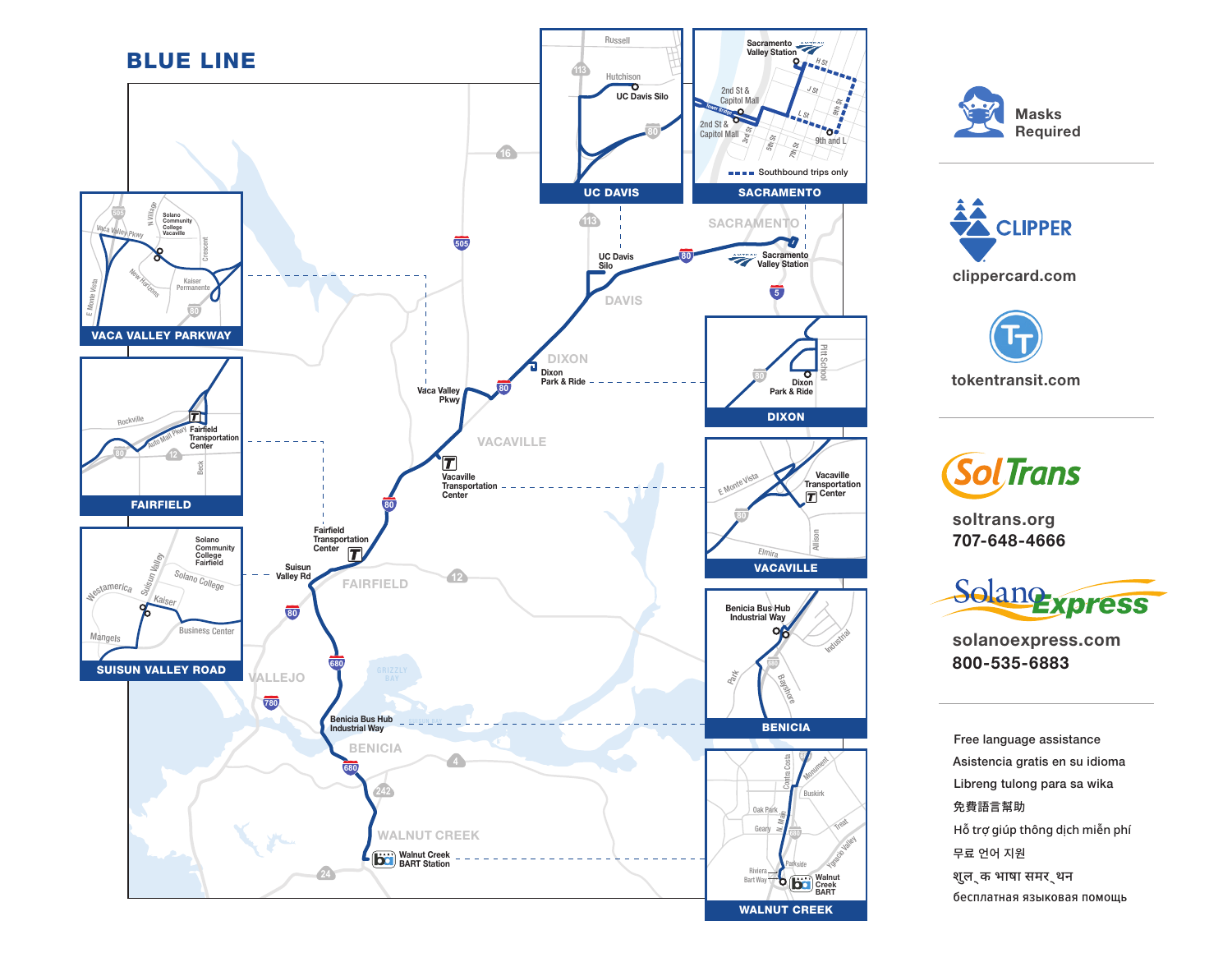# BLUE LINE

Masks Required

CLIPPER

clippercard.com

tokentransit.com

SolTrans

soltrans.org
707-648-4666

SolanoExpress

solanoexpress.com
800-535-6883

Free language assistance
Asistencia gratis en su idioma
Libreng tulong para sa wika
免費語言幫助
Hỗ trợ giúp thông dịch miễn phí
무료 언어 지원
शुल्क भाषा समर्थन
бесплатная языковая помощь